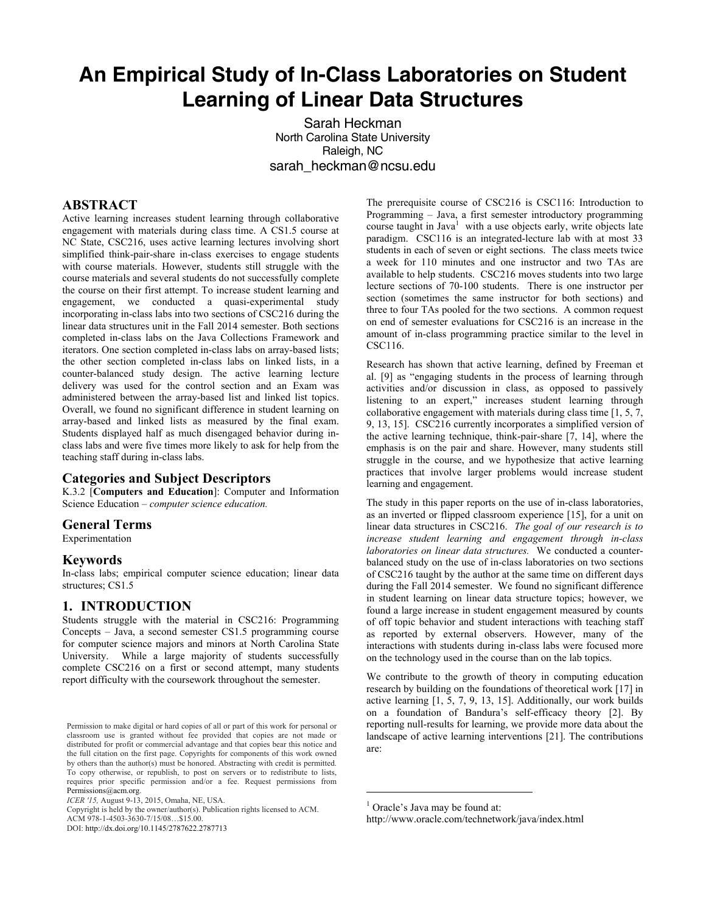# An Empirical Study of In-Class Laboratories on Student Learning of Linear Data Structures

Sarah Heckman
North Carolina State University
Raleigh, NC
sarah_heckman@ncsu.edu

## ABSTRACT

Active learning increases student learning through collaborative engagement with materials during class time. A CS1.5 course at NC State, CSC216, uses active learning lectures involving short simplified think-pair-share in-class exercises to engage students with course materials. However, students still struggle with the course materials and several students do not successfully complete the course on their first attempt. To increase student learning and engagement, we conducted a quasi-experimental study incorporating in-class labs into two sections of CSC216 during the linear data structures unit in the Fall 2014 semester. Both sections completed in-class labs on the Java Collections Framework and iterators. One section completed in-class labs on array-based lists; the other section completed in-class labs on linked lists, in a counter-balanced study design. The active learning lecture delivery was used for the control section and an Exam was administered between the array-based list and linked list topics. Overall, we found no significant difference in student learning on array-based and linked lists as measured by the final exam. Students displayed half as much disengaged behavior during in-class labs and were five times more likely to ask for help from the teaching staff during in-class labs.

## Categories and Subject Descriptors

K.3.2 [**Computers and Education**]: Computer and Information Science Education – *computer science education.*

## General Terms

Experimentation

## Keywords

In-class labs; empirical computer science education; linear data structures; CS1.5

## 1. INTRODUCTION

Students struggle with the material in CSC216: Programming Concepts – Java, a second semester CS1.5 programming course for computer science majors and minors at North Carolina State University. While a large majority of students successfully complete CSC216 on a first or second attempt, many students report difficulty with the coursework throughout the semester.

Permission to make digital or hard copies of all or part of this work for personal or classroom use is granted without fee provided that copies are not made or distributed for profit or commercial advantage and that copies bear this notice and the full citation on the first page. Copyrights for components of this work owned by others than the author(s) must be honored. Abstracting with credit is permitted. To copy otherwise, or republish, to post on servers or to redistribute to lists, requires prior specific permission and/or a fee. Request permissions from Permissions@acm.org.
*ICER '15,* August 9-13, 2015, Omaha, NE, USA.
Copyright is held by the owner/author(s). Publication rights licensed to ACM.
ACM 978-1-4503-3630-7/15/08…$15.00.
DOI: http://dx.doi.org/10.1145/2787622.2787713

The prerequisite course of CSC216 is CSC116: Introduction to Programming – Java, a first semester introductory programming course taught in Java[1] with a use objects early, write objects late paradigm. CSC116 is an integrated-lecture lab with at most 33 students in each of seven or eight sections. The class meets twice a week for 110 minutes and one instructor and two TAs are available to help students. CSC216 moves students into two large lecture sections of 70-100 students. There is one instructor per section (sometimes the same instructor for both sections) and three to four TAs pooled for the two sections. A common request on end of semester evaluations for CSC216 is an increase in the amount of in-class programming practice similar to the level in CSC116.

Research has shown that active learning, defined by Freeman et al. [9] as "engaging students in the process of learning through activities and/or discussion in class, as opposed to passively listening to an expert," increases student learning through collaborative engagement with materials during class time [1, 5, 7, 9, 13, 15]. CSC216 currently incorporates a simplified version of the active learning technique, think-pair-share [7, 14], where the emphasis is on the pair and share. However, many students still struggle in the course, and we hypothesize that active learning practices that involve larger problems would increase student learning and engagement.

The study in this paper reports on the use of in-class laboratories, as an inverted or flipped classroom experience [15], for a unit on linear data structures in CSC216. *The goal of our research is to increase student learning and engagement through in-class laboratories on linear data structures.* We conducted a counter-balanced study on the use of in-class laboratories on two sections of CSC216 taught by the author at the same time on different days during the Fall 2014 semester. We found no significant difference in student learning on linear data structure topics; however, we found a large increase in student engagement measured by counts of off topic behavior and student interactions with teaching staff as reported by external observers. However, many of the interactions with students during in-class labs were focused more on the technology used in the course than on the lab topics.

We contribute to the growth of theory in computing education research by building on the foundations of theoretical work [17] in active learning [1, 5, 7, 9, 13, 15]. Additionally, our work builds on a foundation of Bandura's self-efficacy theory [2]. By reporting null-results for learning, we provide more data about the landscape of active learning interventions [21]. The contributions are:

[1] Oracle's Java may be found at: http://www.oracle.com/technetwork/java/index.html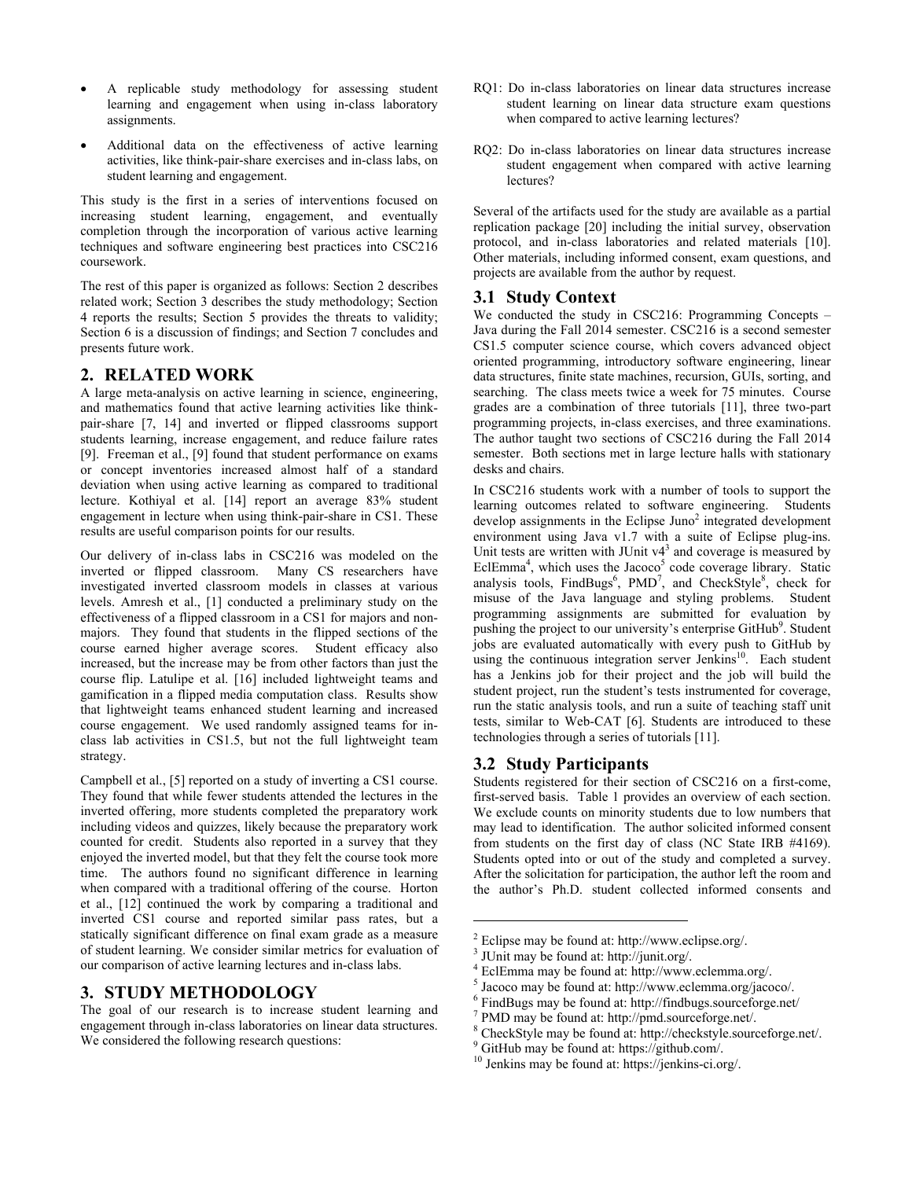- A replicable study methodology for assessing student learning and engagement when using in-class laboratory assignments.
- Additional data on the effectiveness of active learning activities, like think-pair-share exercises and in-class labs, on student learning and engagement.

This study is the first in a series of interventions focused on increasing student learning, engagement, and eventually completion through the incorporation of various active learning techniques and software engineering best practices into CSC216 coursework.

The rest of this paper is organized as follows: Section 2 describes related work; Section 3 describes the study methodology; Section 4 reports the results; Section 5 provides the threats to validity; Section 6 is a discussion of findings; and Section 7 concludes and presents future work.

## 2. RELATED WORK

A large meta-analysis on active learning in science, engineering, and mathematics found that active learning activities like think-pair-share [7, 14] and inverted or flipped classrooms support students learning, increase engagement, and reduce failure rates [9]. Freeman et al., [9] found that student performance on exams or concept inventories increased almost half of a standard deviation when using active learning as compared to traditional lecture. Kothiyal et al. [14] report an average 83% student engagement in lecture when using think-pair-share in CS1. These results are useful comparison points for our results.

Our delivery of in-class labs in CSC216 was modeled on the inverted or flipped classroom. Many CS researchers have investigated inverted classroom models in classes at various levels. Amresh et al., [1] conducted a preliminary study on the effectiveness of a flipped classroom in a CS1 for majors and non-majors. They found that students in the flipped sections of the course earned higher average scores. Student efficacy also increased, but the increase may be from other factors than just the course flip. Latulipe et al. [16] included lightweight teams and gamification in a flipped media computation class. Results show that lightweight teams enhanced student learning and increased course engagement. We used randomly assigned teams for in-class lab activities in CS1.5, but not the full lightweight team strategy.

Campbell et al., [5] reported on a study of inverting a CS1 course. They found that while fewer students attended the lectures in the inverted offering, more students completed the preparatory work including videos and quizzes, likely because the preparatory work counted for credit. Students also reported in a survey that they enjoyed the inverted model, but that they felt the course took more time. The authors found no significant difference in learning when compared with a traditional offering of the course. Horton et al., [12] continued the work by comparing a traditional and inverted CS1 course and reported similar pass rates, but a statically significant difference on final exam grade as a measure of student learning. We consider similar metrics for evaluation of our comparison of active learning lectures and in-class labs.

## 3. STUDY METHODOLOGY

The goal of our research is to increase student learning and engagement through in-class laboratories on linear data structures. We considered the following research questions:

RQ1: Do in-class laboratories on linear data structures increase student learning on linear data structure exam questions when compared to active learning lectures?

RQ2: Do in-class laboratories on linear data structures increase student engagement when compared with active learning lectures?

Several of the artifacts used for the study are available as a partial replication package [20] including the initial survey, observation protocol, and in-class laboratories and related materials [10]. Other materials, including informed consent, exam questions, and projects are available from the author by request.

### 3.1 Study Context

We conducted the study in CSC216: Programming Concepts – Java during the Fall 2014 semester. CSC216 is a second semester CS1.5 computer science course, which covers advanced object oriented programming, introductory software engineering, linear data structures, finite state machines, recursion, GUIs, sorting, and searching. The class meets twice a week for 75 minutes. Course grades are a combination of three tutorials [11], three two-part programming projects, in-class exercises, and three examinations. The author taught two sections of CSC216 during the Fall 2014 semester. Both sections met in large lecture halls with stationary desks and chairs.

In CSC216 students work with a number of tools to support the learning outcomes related to software engineering. Students develop assignments in the Eclipse Juno[2] integrated development environment using Java v1.7 with a suite of Eclipse plug-ins. Unit tests are written with JUnit v4[3] and coverage is measured by EclEmma[4], which uses the Jacoco[5] code coverage library. Static analysis tools, FindBugs[6], PMD[7], and CheckStyle[8], check for misuse of the Java language and styling problems. Student programming assignments are submitted for evaluation by pushing the project to our university's enterprise GitHub[9]. Student jobs are evaluated automatically with every push to GitHub by using the continuous integration server Jenkins[10]. Each student has a Jenkins job for their project and the job will build the student project, run the student's tests instrumented for coverage, run the static analysis tools, and run a suite of teaching staff unit tests, similar to Web-CAT [6]. Students are introduced to these technologies through a series of tutorials [11].

### 3.2 Study Participants

Students registered for their section of CSC216 on a first-come, first-served basis. Table 1 provides an overview of each section. We exclude counts on minority students due to low numbers that may lead to identification. The author solicited informed consent from students on the first day of class (NC State IRB #4169). Students opted into or out of the study and completed a survey. After the solicitation for participation, the author left the room and the author's Ph.D. student collected informed consents and

---

[2] Eclipse may be found at: http://www.eclipse.org/.

[3] JUnit may be found at: http://junit.org/.

[4] EclEmma may be found at: http://www.eclemma.org/.

[5] Jacoco may be found at: http://www.eclemma.org/jacoco/.

[6] FindBugs may be found at: http://findbugs.sourceforge.net/

[7] PMD may be found at: http://pmd.sourceforge.net/.

[8] CheckStyle may be found at: http://checkstyle.sourceforge.net/.

[9] GitHub may be found at: https://github.com/.

[10] Jenkins may be found at: https://jenkins-ci.org/.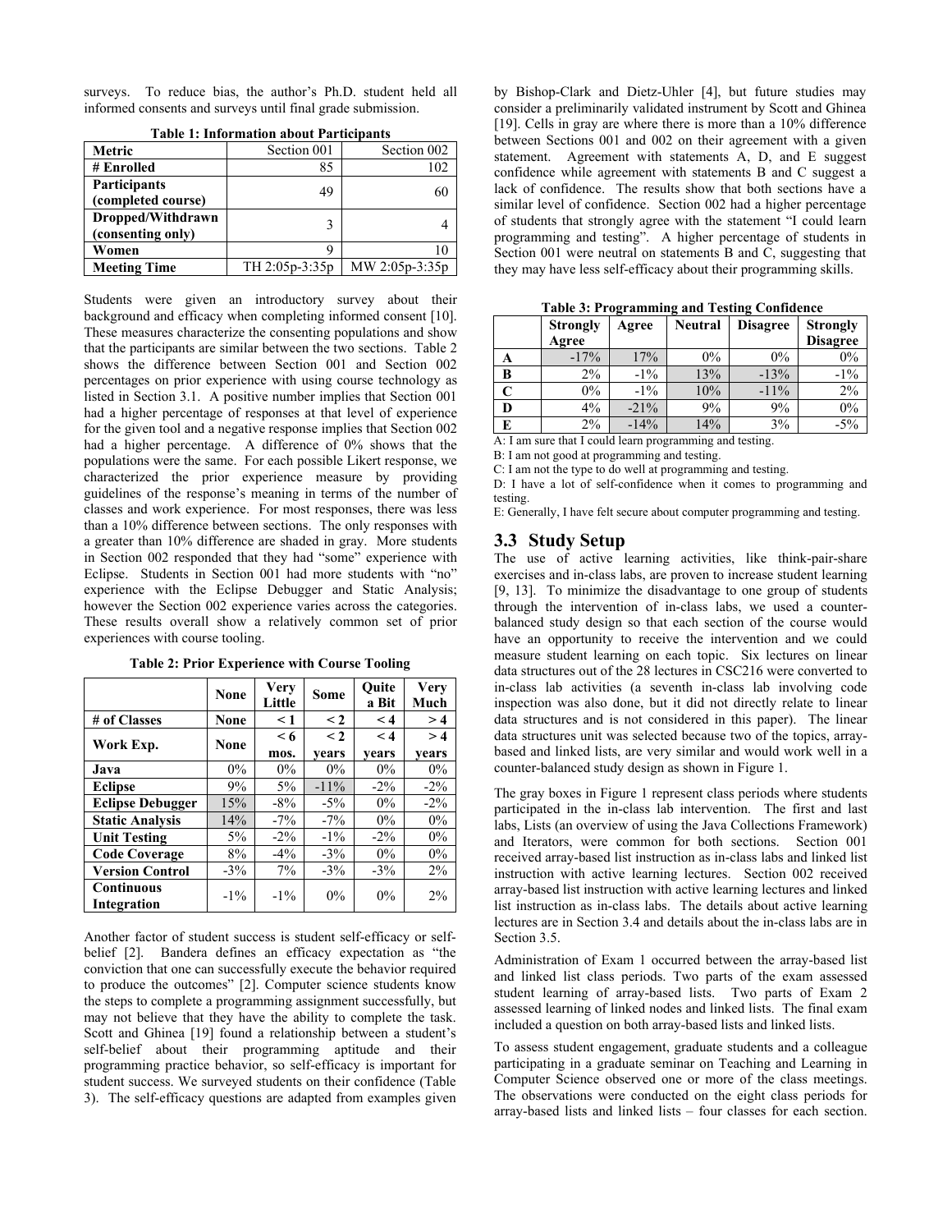surveys. To reduce bias, the author's Ph.D. student held all informed consents and surveys until final grade submission.

**Table 1: Information about Participants**

| Metric | Section 001 | Section 002 |
|---|---|---|
| **# Enrolled** | 85 | 102 |
| **Participants (completed course)** | 49 | 60 |
| **Dropped/Withdrawn (consenting only)** | 3 | 4 |
| **Women** | 9 | 10 |
| **Meeting Time** | TH 2:05p-3:35p | MW 2:05p-3:35p |

Students were given an introductory survey about their background and efficacy when completing informed consent [10]. These measures characterize the consenting populations and show that the participants are similar between the two sections. Table 2 shows the difference between Section 001 and Section 002 percentages on prior experience with using course technology as listed in Section 3.1. A positive number implies that Section 001 had a higher percentage of responses at that level of experience for the given tool and a negative response implies that Section 002 had a higher percentage. A difference of 0% shows that the populations were the same. For each possible Likert response, we characterized the prior experience measure by providing guidelines of the response's meaning in terms of the number of classes and work experience. For most responses, there was less than a 10% difference between sections. The only responses with a greater than 10% difference are shaded in gray. More students in Section 002 responded that they had "some" experience with Eclipse. Students in Section 001 had more students with "no" experience with the Eclipse Debugger and Static Analysis; however the Section 002 experience varies across the categories. These results overall show a relatively common set of prior experiences with course tooling.

**Table 2: Prior Experience with Course Tooling**

| | None | Very Little | Some | Quite a Bit | Very Much |
|---|---|---|---|---|---|
| **# of Classes** | **None** | **< 1** | **< 2** | **< 4** | **> 4** |
| **Work Exp.** | **None** | **< 6 mos.** | **< 2 years** | **< 4 years** | **> 4 years** |
| **Java** | 0% | 0% | 0% | 0% | 0% |
| **Eclipse** | 9% | 5% | -11% | -2% | -2% |
| **Eclipse Debugger** | 15% | -8% | -5% | 0% | -2% |
| **Static Analysis** | 14% | -7% | -7% | 0% | 0% |
| **Unit Testing** | 5% | -2% | -1% | -2% | 0% |
| **Code Coverage** | 8% | -4% | -3% | 0% | 0% |
| **Version Control** | -3% | 7% | -3% | -3% | 2% |
| **Continuous Integration** | -1% | -1% | 0% | 0% | 2% |

Another factor of student success is student self-efficacy or self-belief [2]. Bandera defines an efficacy expectation as "the conviction that one can successfully execute the behavior required to produce the outcomes" [2]. Computer science students know the steps to complete a programming assignment successfully, but may not believe that they have the ability to complete the task. Scott and Ghinea [19] found a relationship between a student's self-belief about their programming aptitude and their programming practice behavior, so self-efficacy is important for student success. We surveyed students on their confidence (Table 3). The self-efficacy questions are adapted from examples given by Bishop-Clark and Dietz-Uhler [4], but future studies may consider a preliminarily validated instrument by Scott and Ghinea [19]. Cells in gray are where there is more than a 10% difference between Sections 001 and 002 on their agreement with a given statement. Agreement with statements A, D, and E suggest confidence while agreement with statements B and C suggest a lack of confidence. The results show that both sections have a similar level of confidence. Section 002 had a higher percentage of students that strongly agree with the statement "I could learn programming and testing". A higher percentage of students in Section 001 were neutral on statements B and C, suggesting that they may have less self-efficacy about their programming skills.

**Table 3: Programming and Testing Confidence**

| | Strongly Agree | Agree | Neutral | Disagree | Strongly Disagree |
|---|---|---|---|---|---|
| **A** | -17% | 17% | 0% | 0% | 0% |
| **B** | 2% | -1% | 13% | -13% | -1% |
| **C** | 0% | -1% | 10% | -11% | 2% |
| **D** | 4% | -21% | 9% | 9% | 0% |
| **E** | 2% | -14% | 14% | 3% | -5% |

A: I am sure that I could learn programming and testing.

B: I am not good at programming and testing.

C: I am not the type to do well at programming and testing.

D: I have a lot of self-confidence when it comes to programming and testing.

E: Generally, I have felt secure about computer programming and testing.

## 3.3 Study Setup

The use of active learning activities, like think-pair-share exercises and in-class labs, are proven to increase student learning [9, 13]. To minimize the disadvantage to one group of students through the intervention of in-class labs, we used a counter-balanced study design so that each section of the course would have an opportunity to receive the intervention and we could measure student learning on each topic. Six lectures on linear data structures out of the 28 lectures in CSC216 were converted to in-class lab activities (a seventh in-class lab involving code inspection was also done, but it did not directly relate to linear data structures and is not considered in this paper). The linear data structures unit was selected because two of the topics, array-based and linked lists, are very similar and would work well in a counter-balanced study design as shown in Figure 1.

The gray boxes in Figure 1 represent class periods where students participated in the in-class lab intervention. The first and last labs, Lists (an overview of using the Java Collections Framework) and Iterators, were common for both sections. Section 001 received array-based list instruction as in-class labs and linked list instruction with active learning lectures. Section 002 received array-based list instruction with active learning lectures and linked list instruction as in-class labs. The details about active learning lectures are in Section 3.4 and details about the in-class labs are in Section 3.5.

Administration of Exam 1 occurred between the array-based list and linked list class periods. Two parts of the exam assessed student learning of array-based lists. Two parts of Exam 2 assessed learning of linked nodes and linked lists. The final exam included a question on both array-based lists and linked lists.

To assess student engagement, graduate students and a colleague participating in a graduate seminar on Teaching and Learning in Computer Science observed one or more of the class meetings. The observations were conducted on the eight class periods for array-based lists and linked lists – four classes for each section.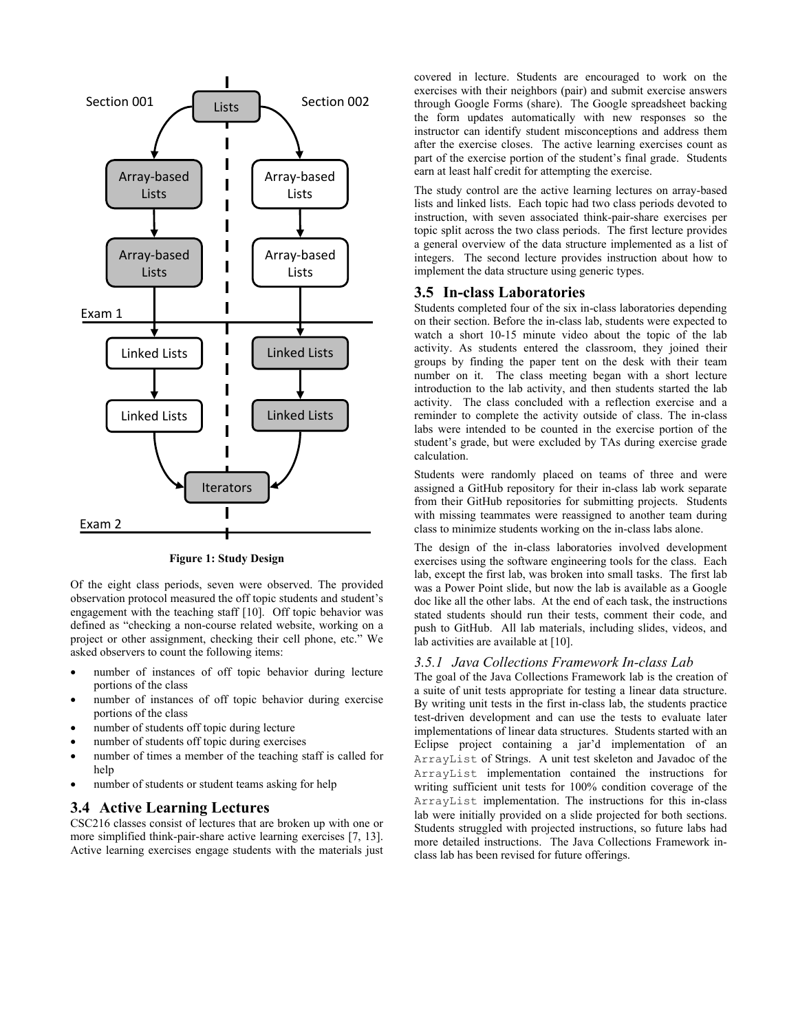Figure 1: Study Design

Of the eight class periods, seven were observed. The provided observation protocol measured the off topic students and student's engagement with the teaching staff [10]. Off topic behavior was defined as "checking a non-course related website, working on a project or other assignment, checking their cell phone, etc." We asked observers to count the following items:

- number of instances of off topic behavior during lecture portions of the class
- number of instances of off topic behavior during exercise portions of the class
- number of students off topic during lecture
- number of students off topic during exercises
- number of times a member of the teaching staff is called for help
- number of students or student teams asking for help

## 3.4 Active Learning Lectures

CSC216 classes consist of lectures that are broken up with one or more simplified think-pair-share active learning exercises [7, 13]. Active learning exercises engage students with the materials just covered in lecture. Students are encouraged to work on the exercises with their neighbors (pair) and submit exercise answers through Google Forms (share). The Google spreadsheet backing the form updates automatically with new responses so the instructor can identify student misconceptions and address them after the exercise closes. The active learning exercises count as part of the exercise portion of the student's final grade. Students earn at least half credit for attempting the exercise.

The study control are the active learning lectures on array-based lists and linked lists. Each topic had two class periods devoted to instruction, with seven associated think-pair-share exercises per topic split across the two class periods. The first lecture provides a general overview of the data structure implemented as a list of integers. The second lecture provides instruction about how to implement the data structure using generic types.

## 3.5 In-class Laboratories

Students completed four of the six in-class laboratories depending on their section. Before the in-class lab, students were expected to watch a short 10-15 minute video about the topic of the lab activity. As students entered the classroom, they joined their groups by finding the paper tent on the desk with their team number on it. The class meeting began with a short lecture introduction to the lab activity, and then students started the lab activity. The class concluded with a reflection exercise and a reminder to complete the activity outside of class. The in-class labs were intended to be counted in the exercise portion of the student's grade, but were excluded by TAs during exercise grade calculation.

Students were randomly placed on teams of three and were assigned a GitHub repository for their in-class lab work separate from their GitHub repositories for submitting projects. Students with missing teammates were reassigned to another team during class to minimize students working on the in-class labs alone.

The design of the in-class laboratories involved development exercises using the software engineering tools for the class. Each lab, except the first lab, was broken into small tasks. The first lab was a Power Point slide, but now the lab is available as a Google doc like all the other labs. At the end of each task, the instructions stated students should run their tests, comment their code, and push to GitHub. All lab materials, including slides, videos, and lab activities are available at [10].

### *3.5.1 Java Collections Framework In-class Lab*

The goal of the Java Collections Framework lab is the creation of a suite of unit tests appropriate for testing a linear data structure. By writing unit tests in the first in-class lab, the students practice test-driven development and can use the tests to evaluate later implementations of linear data structures. Students started with an Eclipse project containing a jar'd implementation of an `ArrayList` of Strings. A unit test skeleton and Javadoc of the `ArrayList` implementation contained the instructions for writing sufficient unit tests for 100% condition coverage of the `ArrayList` implementation. The instructions for this in-class lab were initially provided on a slide projected for both sections. Students struggled with projected instructions, so future labs had more detailed instructions. The Java Collections Framework in-class lab has been revised for future offerings.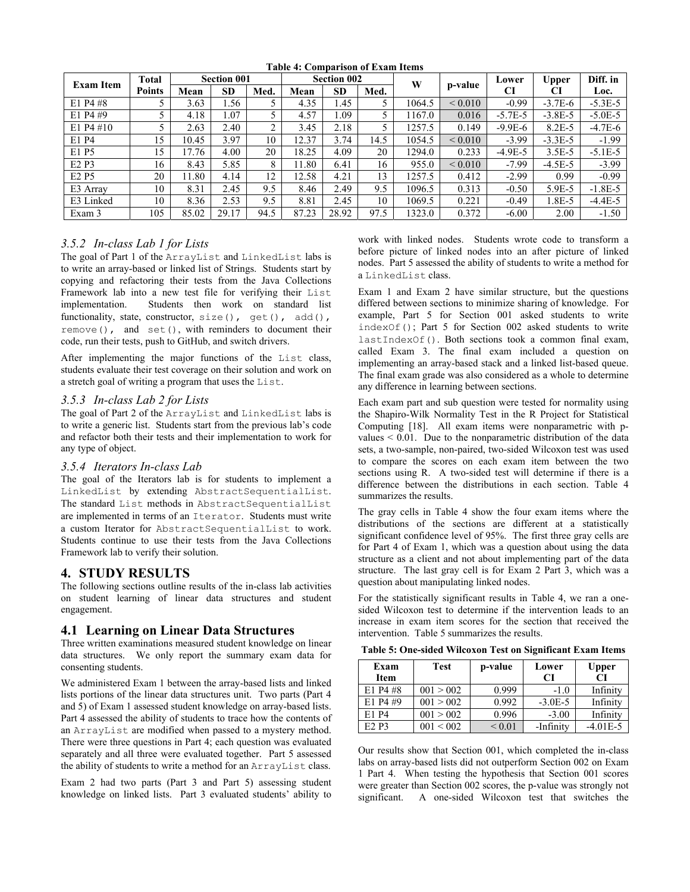**Table 4: Comparison of Exam Items**

| Exam Item | Total Points | Section 001 | | | Section 002 | | | W | p-value | Lower CI | Upper CI | Diff. in Loc. |
|---|---|---|---|---|---|---|---|---|---|---|---|---|
| | | Mean | SD | Med. | Mean | SD | Med. | | | | | |
| E1 P4 #8 | 5 | 3.63 | 1.56 | 5 | 4.35 | 1.45 | 5 | 1064.5 | < 0.010 | -0.99 | -3.7E-6 | -5.3E-5 |
| E1 P4 #9 | 5 | 4.18 | 1.07 | 5 | 4.57 | 1.09 | 5 | 1167.0 | 0.016 | -5.7E-5 | -3.8E-5 | -5.0E-5 |
| E1 P4 #10 | 5 | 2.63 | 2.40 | 2 | 3.45 | 2.18 | 5 | 1257.5 | 0.149 | -9.9E-6 | 8.2E-5 | -4.7E-6 |
| E1 P4 | 15 | 10.45 | 3.97 | 10 | 12.37 | 3.74 | 14.5 | 1054.5 | < 0.010 | -3.99 | -3.3E-5 | -1.99 |
| E1 P5 | 15 | 17.76 | 4.00 | 20 | 18.25 | 4.09 | 20 | 1294.0 | 0.233 | -4.9E-5 | 3.5E-5 | -5.1E-5 |
| E2 P3 | 16 | 8.43 | 5.85 | 8 | 11.80 | 6.41 | 16 | 955.0 | < 0.010 | -7.99 | -4.5E-5 | -3.99 |
| E2 P5 | 20 | 11.80 | 4.14 | 12 | 12.58 | 4.21 | 13 | 1257.5 | 0.412 | -2.99 | 0.99 | -0.99 |
| E3 Array | 10 | 8.31 | 2.45 | 9.5 | 8.46 | 2.49 | 9.5 | 1096.5 | 0.313 | -0.50 | 5.9E-5 | -1.8E-5 |
| E3 Linked | 10 | 8.36 | 2.53 | 9.5 | 8.81 | 2.45 | 10 | 1069.5 | 0.221 | -0.49 | 1.8E-5 | -4.4E-5 |
| Exam 3 | 105 | 85.02 | 29.17 | 94.5 | 87.23 | 28.92 | 97.5 | 1323.0 | 0.372 | -6.00 | 2.00 | -1.50 |

### *3.5.2 In-class Lab 1 for Lists*

The goal of Part 1 of the `ArrayList` and `LinkedList` labs is to write an array-based or linked list of Strings. Students start by copying and refactoring their tests from the Java Collections Framework lab into a new test file for verifying their `List` implementation. Students then work on standard list functionality, state, constructor, `size()`, `get()`, `add()`, `remove()`, and `set()`, with reminders to document their code, run their tests, push to GitHub, and switch drivers.

After implementing the major functions of the `List` class, students evaluate their test coverage on their solution and work on a stretch goal of writing a program that uses the `List`.

### *3.5.3 In-class Lab 2 for Lists*

The goal of Part 2 of the `ArrayList` and `LinkedList` labs is to write a generic list. Students start from the previous lab's code and refactor both their tests and their implementation to work for any type of object.

### *3.5.4 Iterators In-class Lab*

The goal of the Iterators lab is for students to implement a `LinkedList` by extending `AbstractSequentialList`. The standard `List` methods in `AbstractSequentialList` are implemented in terms of an `Iterator`. Students must write a custom Iterator for `AbstractSequentialList` to work. Students continue to use their tests from the Java Collections Framework lab to verify their solution.

## 4. STUDY RESULTS

The following sections outline results of the in-class lab activities on student learning of linear data structures and student engagement.

## 4.1 Learning on Linear Data Structures

Three written examinations measured student knowledge on linear data structures. We only report the summary exam data for consenting students.

We administered Exam 1 between the array-based lists and linked lists portions of the linear data structures unit. Two parts (Part 4 and 5) of Exam 1 assessed student knowledge on array-based lists. Part 4 assessed the ability of students to trace how the contents of an `ArrayList` are modified when passed to a mystery method. There were three questions in Part 4; each question was evaluated separately and all three were evaluated together. Part 5 assessed the ability of students to write a method for an `ArrayList` class.

Exam 2 had two parts (Part 3 and Part 5) assessing student knowledge on linked lists. Part 3 evaluated students' ability to work with linked nodes. Students wrote code to transform a before picture of linked nodes into an after picture of linked nodes. Part 5 assessed the ability of students to write a method for a `LinkedList` class.

Exam 1 and Exam 2 have similar structure, but the questions differed between sections to minimize sharing of knowledge. For example, Part 5 for Section 001 asked students to write `indexOf()`; Part 5 for Section 002 asked students to write `lastIndexOf()`. Both sections took a common final exam, called Exam 3. The final exam included a question on implementing an array-based stack and a linked list-based queue. The final exam grade was also considered as a whole to determine any difference in learning between sections.

Each exam part and sub question were tested for normality using the Shapiro-Wilk Normality Test in the R Project for Statistical Computing [18]. All exam items were nonparametric with p-values $< 0.01$. Due to the nonparametric distribution of the data sets, a two-sample, non-paired, two-sided Wilcoxon test was used to compare the scores on each exam item between the two sections using R. A two-sided test will determine if there is a difference between the distributions in each section. Table 4 summarizes the results.

The gray cells in Table 4 show the four exam items where the distributions of the sections are different at a statistically significant confidence level of 95%. The first three gray cells are for Part 4 of Exam 1, which was a question about using the data structure as a client and not about implementing part of the data structure. The last gray cell is for Exam 2 Part 3, which was a question about manipulating linked nodes.

For the statistically significant results in Table 4, we ran a one-sided Wilcoxon test to determine if the intervention leads to an increase in exam item scores for the section that received the intervention. Table 5 summarizes the results.

**Table 5: One-sided Wilcoxon Test on Significant Exam Items**

| Exam Item | Test | p-value | Lower CI | Upper CI |
|---|---|---|---|---|
| E1 P4 #8 | 001 > 002 | 0.999 | -1.0 | Infinity |
| E1 P4 #9 | 001 > 002 | 0.992 | -3.0E-5 | Infinity |
| E1 P4 | 001 > 002 | 0.996 | -3.00 | Infinity |
| E2 P3 | 001 < 002 | < 0.01 | -Infinity | -4.01E-5 |

Our results show that Section 001, which completed the in-class labs on array-based lists did not outperform Section 002 on Exam 1 Part 4. When testing the hypothesis that Section 001 scores were greater than Section 002 scores, the p-value was strongly not significant. A one-sided Wilcoxon test that switches the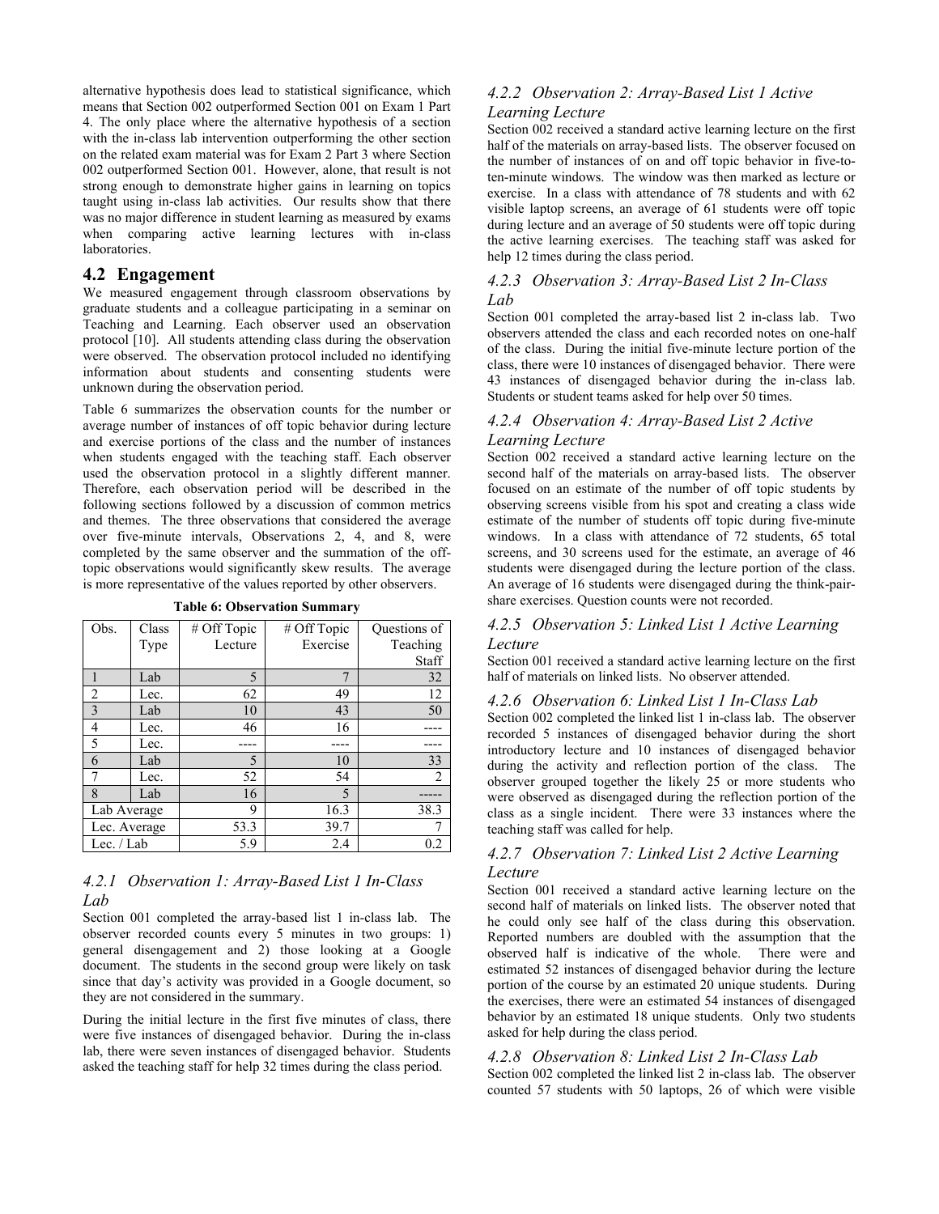alternative hypothesis does lead to statistical significance, which means that Section 002 outperformed Section 001 on Exam 1 Part 4. The only place where the alternative hypothesis of a section with the in-class lab intervention outperforming the other section on the related exam material was for Exam 2 Part 3 where Section 002 outperformed Section 001. However, alone, that result is not strong enough to demonstrate higher gains in learning on topics taught using in-class lab activities. Our results show that there was no major difference in student learning as measured by exams when comparing active learning lectures with in-class laboratories.

## 4.2 Engagement

We measured engagement through classroom observations by graduate students and a colleague participating in a seminar on Teaching and Learning. Each observer used an observation protocol [10]. All students attending class during the observation were observed. The observation protocol included no identifying information about students and consenting students were unknown during the observation period.

Table 6 summarizes the observation counts for the number or average number of instances of off topic behavior during lecture and exercise portions of the class and the number of instances when students engaged with the teaching staff. Each observer used the observation protocol in a slightly different manner. Therefore, each observation period will be described in the following sections followed by a discussion of common metrics and themes. The three observations that considered the average over five-minute intervals, Observations 2, 4, and 8, were completed by the same observer and the summation of the off-topic observations would significantly skew results. The average is more representative of the values reported by other observers.

**Table 6: Observation Summary**

| Obs. | Class Type | # Off Topic Lecture | # Off Topic Exercise | Questions of Teaching Staff |
|---|---|---|---|---|
| 1 | Lab | 5 | 7 | 32 |
| 2 | Lec. | 62 | 49 | 12 |
| 3 | Lab | 10 | 43 | 50 |
| 4 | Lec. | 46 | 16 | ---- |
| 5 | Lec. | ---- | ---- | ---- |
| 6 | Lab | 5 | 10 | 33 |
| 7 | Lec. | 52 | 54 | 2 |
| 8 | Lab | 16 | 5 | ----- |
| Lab Average | | 9 | 16.3 | 38.3 |
| Lec. Average | | 53.3 | 39.7 | 7 |
| Lec. / Lab | | 5.9 | 2.4 | 0.2 |

### 4.2.1 Observation 1: Array-Based List 1 In-Class Lab

Section 001 completed the array-based list 1 in-class lab. The observer recorded counts every 5 minutes in two groups: 1) general disengagement and 2) those looking at a Google document. The students in the second group were likely on task since that day's activity was provided in a Google document, so they are not considered in the summary.

During the initial lecture in the first five minutes of class, there were five instances of disengaged behavior. During the in-class lab, there were seven instances of disengaged behavior. Students asked the teaching staff for help 32 times during the class period.

### 4.2.2 Observation 2: Array-Based List 1 Active Learning Lecture

Section 002 received a standard active learning lecture on the first half of the materials on array-based lists. The observer focused on the number of instances of on and off topic behavior in five-to-ten-minute windows. The window was then marked as lecture or exercise. In a class with attendance of 78 students and with 62 visible laptop screens, an average of 61 students were off topic during lecture and an average of 50 students were off topic during the active learning exercises. The teaching staff was asked for help 12 times during the class period.

### 4.2.3 Observation 3: Array-Based List 2 In-Class Lab

Section 001 completed the array-based list 2 in-class lab. Two observers attended the class and each recorded notes on one-half of the class. During the initial five-minute lecture portion of the class, there were 10 instances of disengaged behavior. There were 43 instances of disengaged behavior during the in-class lab. Students or student teams asked for help over 50 times.

### 4.2.4 Observation 4: Array-Based List 2 Active Learning Lecture

Section 002 received a standard active learning lecture on the second half of the materials on array-based lists. The observer focused on an estimate of the number of off topic students by observing screens visible from his spot and creating a class wide estimate of the number of students off topic during five-minute windows. In a class with attendance of 72 students, 65 total screens, and 30 screens used for the estimate, an average of 46 students were disengaged during the lecture portion of the class. An average of 16 students were disengaged during the think-pair-share exercises. Question counts were not recorded.

### 4.2.5 Observation 5: Linked List 1 Active Learning Lecture

Section 001 received a standard active learning lecture on the first half of materials on linked lists. No observer attended.

### 4.2.6 Observation 6: Linked List 1 In-Class Lab

Section 002 completed the linked list 1 in-class lab. The observer recorded 5 instances of disengaged behavior during the short introductory lecture and 10 instances of disengaged behavior during the activity and reflection portion of the class. The observer grouped together the likely 25 or more students who were observed as disengaged during the reflection portion of the class as a single incident. There were 33 instances where the teaching staff was called for help.

### 4.2.7 Observation 7: Linked List 2 Active Learning Lecture

Section 001 received a standard active learning lecture on the second half of materials on linked lists. The observer noted that he could only see half of the class during this observation. Reported numbers are doubled with the assumption that the observed half is indicative of the whole. There were and estimated 52 instances of disengaged behavior during the lecture portion of the course by an estimated 20 unique students. During the exercises, there were an estimated 54 instances of disengaged behavior by an estimated 18 unique students. Only two students asked for help during the class period.

### 4.2.8 Observation 8: Linked List 2 In-Class Lab

Section 002 completed the linked list 2 in-class lab. The observer counted 57 students with 50 laptops, 26 of which were visible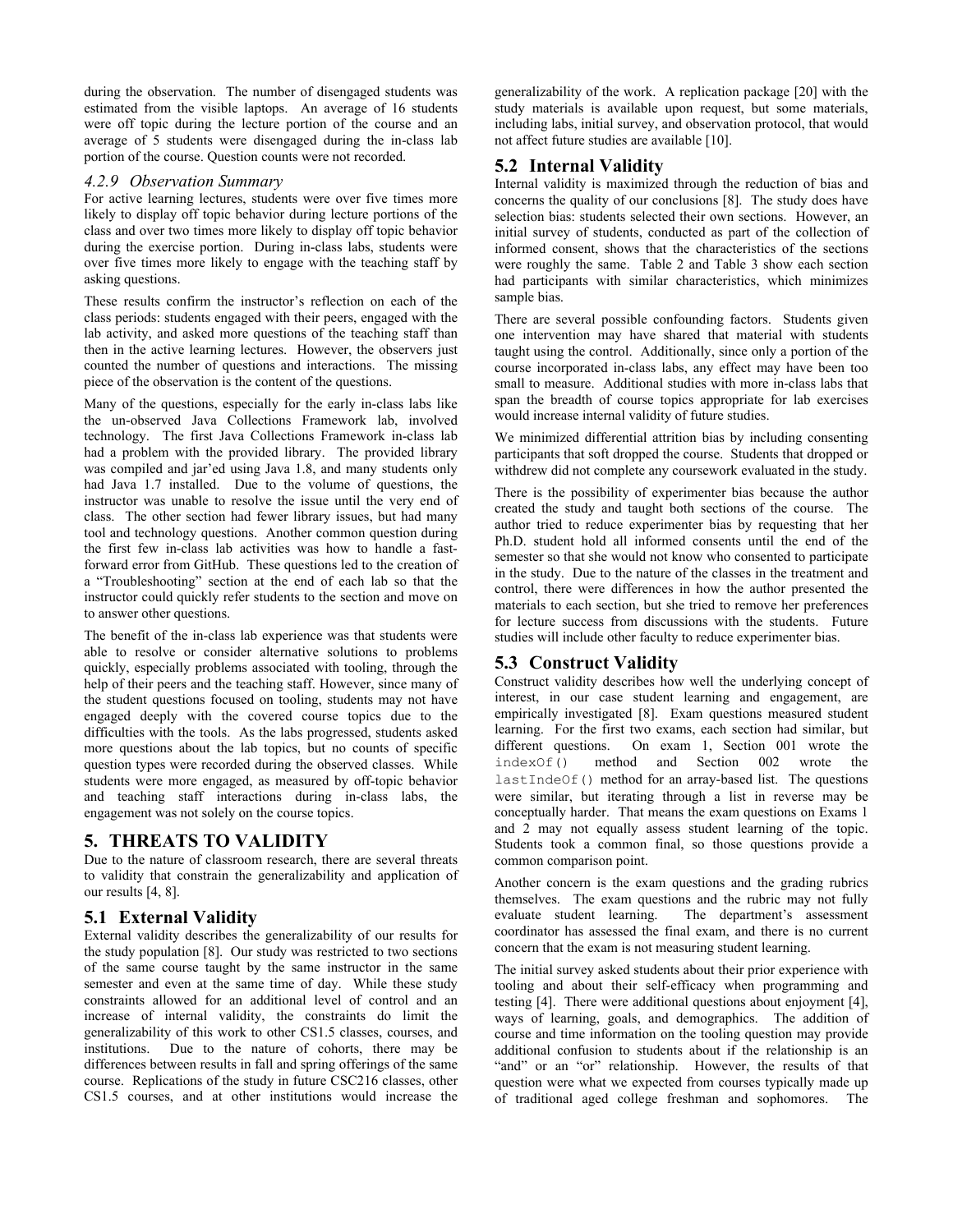during the observation. The number of disengaged students was estimated from the visible laptops. An average of 16 students were off topic during the lecture portion of the course and an average of 5 students were disengaged during the in-class lab portion of the course. Question counts were not recorded.

#### *4.2.9 Observation Summary*

For active learning lectures, students were over five times more likely to display off topic behavior during lecture portions of the class and over two times more likely to display off topic behavior during the exercise portion. During in-class labs, students were over five times more likely to engage with the teaching staff by asking questions.

These results confirm the instructor's reflection on each of the class periods: students engaged with their peers, engaged with the lab activity, and asked more questions of the teaching staff than then in the active learning lectures. However, the observers just counted the number of questions and interactions. The missing piece of the observation is the content of the questions.

Many of the questions, especially for the early in-class labs like the un-observed Java Collections Framework lab, involved technology. The first Java Collections Framework in-class lab had a problem with the provided library. The provided library was compiled and jar'ed using Java 1.8, and many students only had Java 1.7 installed. Due to the volume of questions, the instructor was unable to resolve the issue until the very end of class. The other section had fewer library issues, but had many tool and technology questions. Another common question during the first few in-class lab activities was how to handle a fast-forward error from GitHub. These questions led to the creation of a "Troubleshooting" section at the end of each lab so that the instructor could quickly refer students to the section and move on to answer other questions.

The benefit of the in-class lab experience was that students were able to resolve or consider alternative solutions to problems quickly, especially problems associated with tooling, through the help of their peers and the teaching staff. However, since many of the student questions focused on tooling, students may not have engaged deeply with the covered course topics due to the difficulties with the tools. As the labs progressed, students asked more questions about the lab topics, but no counts of specific question types were recorded during the observed classes. While students were more engaged, as measured by off-topic behavior and teaching staff interactions during in-class labs, the engagement was not solely on the course topics.

## 5. THREATS TO VALIDITY

Due to the nature of classroom research, there are several threats to validity that constrain the generalizability and application of our results [4, 8].

### 5.1 External Validity

External validity describes the generalizability of our results for the study population [8]. Our study was restricted to two sections of the same course taught by the same instructor in the same semester and even at the same time of day. While these study constraints allowed for an additional level of control and an increase of internal validity, the constraints do limit the generalizability of this work to other CS1.5 classes, courses, and institutions. Due to the nature of cohorts, there may be differences between results in fall and spring offerings of the same course. Replications of the study in future CSC216 classes, other CS1.5 courses, and at other institutions would increase the generalizability of the work. A replication package [20] with the study materials is available upon request, but some materials, including labs, initial survey, and observation protocol, that would not affect future studies are available [10].

### 5.2 Internal Validity

Internal validity is maximized through the reduction of bias and concerns the quality of our conclusions [8]. The study does have selection bias: students selected their own sections. However, an initial survey of students, conducted as part of the collection of informed consent, shows that the characteristics of the sections were roughly the same. Table 2 and Table 3 show each section had participants with similar characteristics, which minimizes sample bias.

There are several possible confounding factors. Students given one intervention may have shared that material with students taught using the control. Additionally, since only a portion of the course incorporated in-class labs, any effect may have been too small to measure. Additional studies with more in-class labs that span the breadth of course topics appropriate for lab exercises would increase internal validity of future studies.

We minimized differential attrition bias by including consenting participants that soft dropped the course. Students that dropped or withdrew did not complete any coursework evaluated in the study.

There is the possibility of experimenter bias because the author created the study and taught both sections of the course. The author tried to reduce experimenter bias by requesting that her Ph.D. student hold all informed consents until the end of the semester so that she would not know who consented to participate in the study. Due to the nature of the classes in the treatment and control, there were differences in how the author presented the materials to each section, but she tried to remove her preferences for lecture success from discussions with the students. Future studies will include other faculty to reduce experimenter bias.

### 5.3 Construct Validity

Construct validity describes how well the underlying concept of interest, in our case student learning and engagement, are empirically investigated [8]. Exam questions measured student learning. For the first two exams, each section had similar, but different questions. On exam 1, Section 001 wrote the `indexOf()` method and Section 002 wrote the `lastIndeOf()` method for an array-based list. The questions were similar, but iterating through a list in reverse may be conceptually harder. That means the exam questions on Exams 1 and 2 may not equally assess student learning of the topic. Students took a common final, so those questions provide a common comparison point.

Another concern is the exam questions and the grading rubrics themselves. The exam questions and the rubric may not fully evaluate student learning. The department's assessment coordinator has assessed the final exam, and there is no current concern that the exam is not measuring student learning.

The initial survey asked students about their prior experience with tooling and about their self-efficacy when programming and testing [4]. There were additional questions about enjoyment [4], ways of learning, goals, and demographics. The addition of course and time information on the tooling question may provide additional confusion to students about if the relationship is an "and" or an "or" relationship. However, the results of that question were what we expected from courses typically made up of traditional aged college freshman and sophomores. The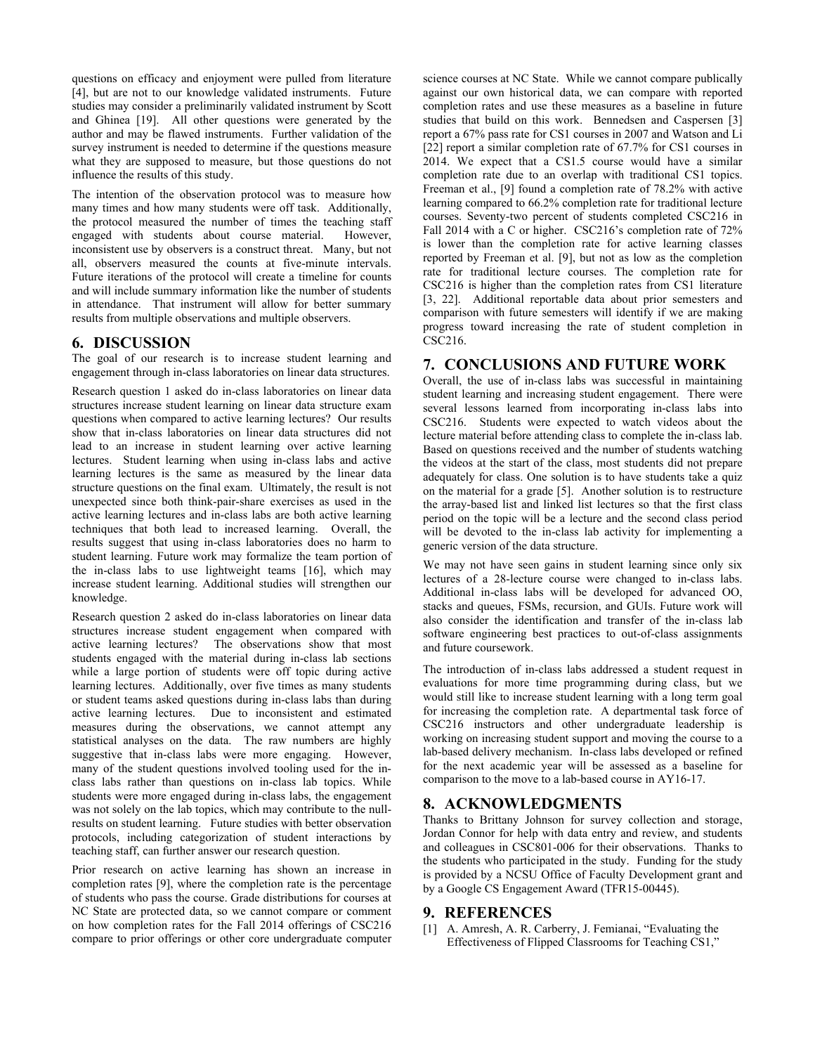questions on efficacy and enjoyment were pulled from literature [4], but are not to our knowledge validated instruments. Future studies may consider a preliminarily validated instrument by Scott and Ghinea [19]. All other questions were generated by the author and may be flawed instruments. Further validation of the survey instrument is needed to determine if the questions measure what they are supposed to measure, but those questions do not influence the results of this study.

The intention of the observation protocol was to measure how many times and how many students were off task. Additionally, the protocol measured the number of times the teaching staff engaged with students about course material. However, inconsistent use by observers is a construct threat. Many, but not all, observers measured the counts at five-minute intervals. Future iterations of the protocol will create a timeline for counts and will include summary information like the number of students in attendance. That instrument will allow for better summary results from multiple observations and multiple observers.

## 6. DISCUSSION

The goal of our research is to increase student learning and engagement through in-class laboratories on linear data structures.

Research question 1 asked do in-class laboratories on linear data structures increase student learning on linear data structure exam questions when compared to active learning lectures? Our results show that in-class laboratories on linear data structures did not lead to an increase in student learning over active learning lectures. Student learning when using in-class labs and active learning lectures is the same as measured by the linear data structure questions on the final exam. Ultimately, the result is not unexpected since both think-pair-share exercises as used in the active learning lectures and in-class labs are both active learning techniques that both lead to increased learning. Overall, the results suggest that using in-class laboratories does no harm to student learning. Future work may formalize the team portion of the in-class labs to use lightweight teams [16], which may increase student learning. Additional studies will strengthen our knowledge.

Research question 2 asked do in-class laboratories on linear data structures increase student engagement when compared with active learning lectures? The observations show that most students engaged with the material during in-class lab sections while a large portion of students were off topic during active learning lectures. Additionally, over five times as many students or student teams asked questions during in-class labs than during active learning lectures. Due to inconsistent and estimated measures during the observations, we cannot attempt any statistical analyses on the data. The raw numbers are highly suggestive that in-class labs were more engaging. However, many of the student questions involved tooling used for the in-class labs rather than questions on in-class lab topics. While students were more engaged during in-class labs, the engagement was not solely on the lab topics, which may contribute to the null-results on student learning. Future studies with better observation protocols, including categorization of student interactions by teaching staff, can further answer our research question.

Prior research on active learning has shown an increase in completion rates [9], where the completion rate is the percentage of students who pass the course. Grade distributions for courses at NC State are protected data, so we cannot compare or comment on how completion rates for the Fall 2014 offerings of CSC216 compare to prior offerings or other core undergraduate computer science courses at NC State. While we cannot compare publically against our own historical data, we can compare with reported completion rates and use these measures as a baseline in future studies that build on this work. Bennedsen and Caspersen [3] report a 67% pass rate for CS1 courses in 2007 and Watson and Li [22] report a similar completion rate of 67.7% for CS1 courses in 2014. We expect that a CS1.5 course would have a similar completion rate due to an overlap with traditional CS1 topics. Freeman et al., [9] found a completion rate of 78.2% with active learning compared to 66.2% completion rate for traditional lecture courses. Seventy-two percent of students completed CSC216 in Fall 2014 with a C or higher. CSC216's completion rate of 72% is lower than the completion rate for active learning classes reported by Freeman et al. [9], but not as low as the completion rate for traditional lecture courses. The completion rate for CSC216 is higher than the completion rates from CS1 literature [3, 22]. Additional reportable data about prior semesters and comparison with future semesters will identify if we are making progress toward increasing the rate of student completion in CSC216.

## 7. CONCLUSIONS AND FUTURE WORK

Overall, the use of in-class labs was successful in maintaining student learning and increasing student engagement. There were several lessons learned from incorporating in-class labs into CSC216. Students were expected to watch videos about the lecture material before attending class to complete the in-class lab. Based on questions received and the number of students watching the videos at the start of the class, most students did not prepare adequately for class. One solution is to have students take a quiz on the material for a grade [5]. Another solution is to restructure the array-based list and linked list lectures so that the first class period on the topic will be a lecture and the second class period will be devoted to the in-class lab activity for implementing a generic version of the data structure.

We may not have seen gains in student learning since only six lectures of a 28-lecture course were changed to in-class labs. Additional in-class labs will be developed for advanced OO, stacks and queues, FSMs, recursion, and GUIs. Future work will also consider the identification and transfer of the in-class lab software engineering best practices to out-of-class assignments and future coursework.

The introduction of in-class labs addressed a student request in evaluations for more time programming during class, but we would still like to increase student learning with a long term goal for increasing the completion rate. A departmental task force of CSC216 instructors and other undergraduate leadership is working on increasing student support and moving the course to a lab-based delivery mechanism. In-class labs developed or refined for the next academic year will be assessed as a baseline for comparison to the move to a lab-based course in AY16-17.

## 8. ACKNOWLEDGMENTS

Thanks to Brittany Johnson for survey collection and storage, Jordan Connor for help with data entry and review, and students and colleagues in CSC801-006 for their observations. Thanks to the students who participated in the study. Funding for the study is provided by a NCSU Office of Faculty Development grant and by a Google CS Engagement Award (TFR15-00445).

## 9. REFERENCES

[1] A. Amresh, A. R. Carberry, J. Femianai, "Evaluating the Effectiveness of Flipped Classrooms for Teaching CS1,"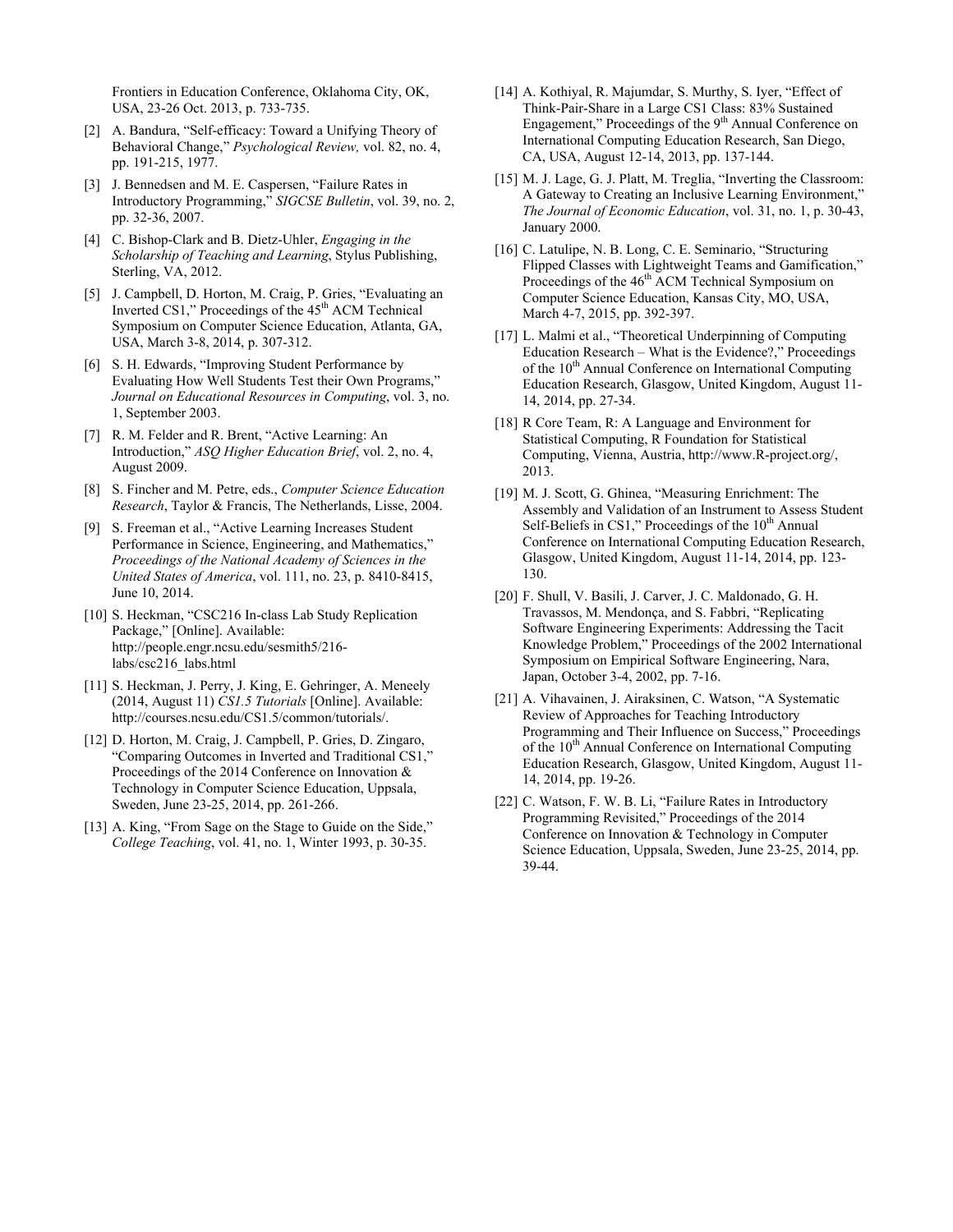Frontiers in Education Conference, Oklahoma City, OK, USA, 23-26 Oct. 2013, p. 733-735.

[2] A. Bandura, "Self-efficacy: Toward a Unifying Theory of Behavioral Change," *Psychological Review,* vol. 82, no. 4, pp. 191-215, 1977.

[3] J. Bennedsen and M. E. Caspersen, "Failure Rates in Introductory Programming," *SIGCSE Bulletin*, vol. 39, no. 2, pp. 32-36, 2007.

[4] C. Bishop-Clark and B. Dietz-Uhler, *Engaging in the Scholarship of Teaching and Learning*, Stylus Publishing, Sterling, VA, 2012.

[5] J. Campbell, D. Horton, M. Craig, P. Gries, "Evaluating an Inverted CS1," Proceedings of the 45th ACM Technical Symposium on Computer Science Education, Atlanta, GA, USA, March 3-8, 2014, p. 307-312.

[6] S. H. Edwards, "Improving Student Performance by Evaluating How Well Students Test their Own Programs," *Journal on Educational Resources in Computing*, vol. 3, no. 1, September 2003.

[7] R. M. Felder and R. Brent, "Active Learning: An Introduction," *ASQ Higher Education Brief*, vol. 2, no. 4, August 2009.

[8] S. Fincher and M. Petre, eds., *Computer Science Education Research*, Taylor & Francis, The Netherlands, Lisse, 2004.

[9] S. Freeman et al., "Active Learning Increases Student Performance in Science, Engineering, and Mathematics," *Proceedings of the National Academy of Sciences in the United States of America*, vol. 111, no. 23, p. 8410-8415, June 10, 2014.

[10] S. Heckman, "CSC216 In-class Lab Study Replication Package," [Online]. Available: http://people.engr.ncsu.edu/sesmith5/216-labs/csc216_labs.html

[11] S. Heckman, J. Perry, J. King, E. Gehringer, A. Meneely (2014, August 11) *CS1.5 Tutorials* [Online]. Available: http://courses.ncsu.edu/CS1.5/common/tutorials/.

[12] D. Horton, M. Craig, J. Campbell, P. Gries, D. Zingaro, "Comparing Outcomes in Inverted and Traditional CS1," Proceedings of the 2014 Conference on Innovation & Technology in Computer Science Education, Uppsala, Sweden, June 23-25, 2014, pp. 261-266.

[13] A. King, "From Sage on the Stage to Guide on the Side," *College Teaching*, vol. 41, no. 1, Winter 1993, p. 30-35.

[14] A. Kothiyal, R. Majumdar, S. Murthy, S. Iyer, "Effect of Think-Pair-Share in a Large CS1 Class: 83% Sustained Engagement," Proceedings of the 9th Annual Conference on International Computing Education Research, San Diego, CA, USA, August 12-14, 2013, pp. 137-144.

[15] M. J. Lage, G. J. Platt, M. Treglia, "Inverting the Classroom: A Gateway to Creating an Inclusive Learning Environment," *The Journal of Economic Education*, vol. 31, no. 1, p. 30-43, January 2000.

[16] C. Latulipe, N. B. Long, C. E. Seminario, "Structuring Flipped Classes with Lightweight Teams and Gamification," Proceedings of the 46th ACM Technical Symposium on Computer Science Education, Kansas City, MO, USA, March 4-7, 2015, pp. 392-397.

[17] L. Malmi et al., "Theoretical Underpinning of Computing Education Research – What is the Evidence?," Proceedings of the 10th Annual Conference on International Computing Education Research, Glasgow, United Kingdom, August 11-14, 2014, pp. 27-34.

[18] R Core Team, R: A Language and Environment for Statistical Computing, R Foundation for Statistical Computing, Vienna, Austria, http://www.R-project.org/, 2013.

[19] M. J. Scott, G. Ghinea, "Measuring Enrichment: The Assembly and Validation of an Instrument to Assess Student Self-Beliefs in CS1," Proceedings of the 10th Annual Conference on International Computing Education Research, Glasgow, United Kingdom, August 11-14, 2014, pp. 123-130.

[20] F. Shull, V. Basili, J. Carver, J. C. Maldonado, G. H. Travassos, M. Mendonça, and S. Fabbri, "Replicating Software Engineering Experiments: Addressing the Tacit Knowledge Problem," Proceedings of the 2002 International Symposium on Empirical Software Engineering, Nara, Japan, October 3-4, 2002, pp. 7-16.

[21] A. Vihavainen, J. Airaksinen, C. Watson, "A Systematic Review of Approaches for Teaching Introductory Programming and Their Influence on Success," Proceedings of the 10th Annual Conference on International Computing Education Research, Glasgow, United Kingdom, August 11-14, 2014, pp. 19-26.

[22] C. Watson, F. W. B. Li, "Failure Rates in Introductory Programming Revisited," Proceedings of the 2014 Conference on Innovation & Technology in Computer Science Education, Uppsala, Sweden, June 23-25, 2014, pp. 39-44.